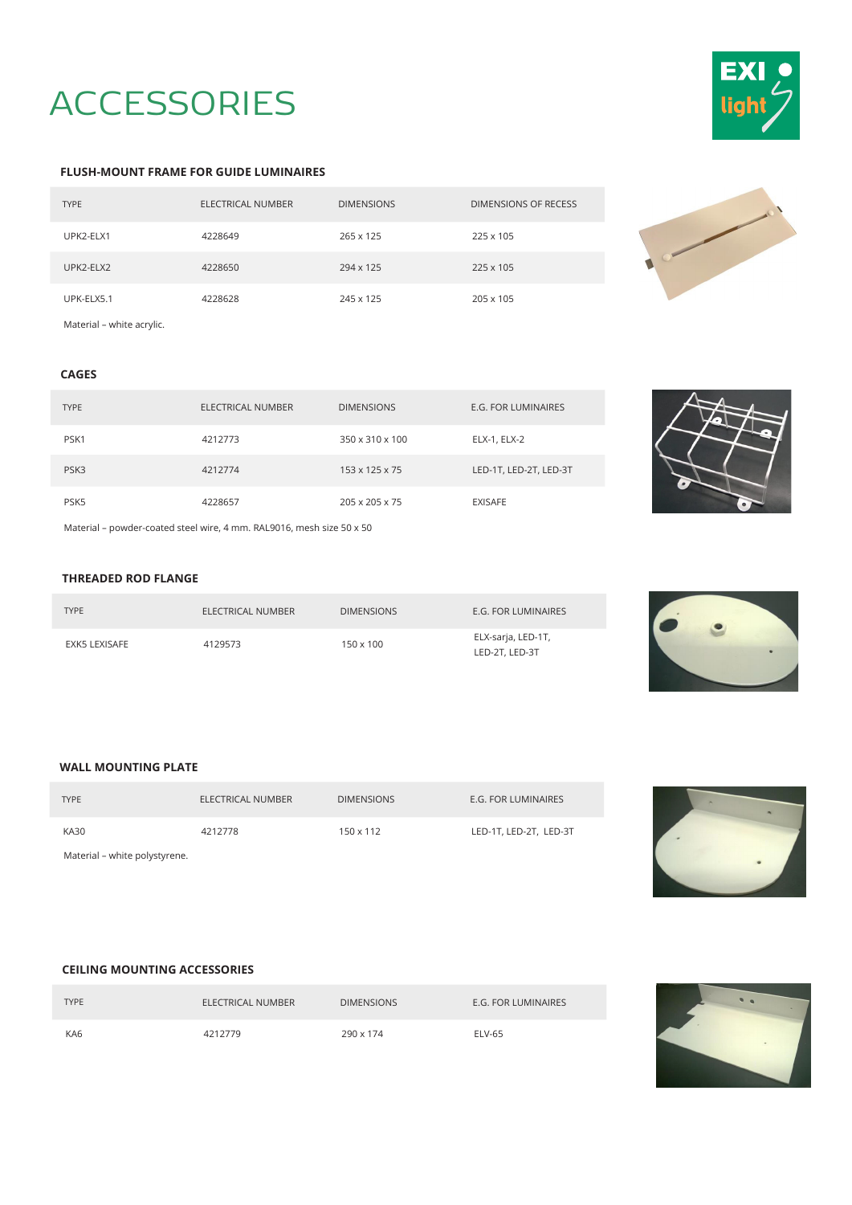# ACCESSORIES

### FLUSH-MOUNT FRAME FOR GUIDE LUMINAIRES

| TYPE | ELECTRICAL NUMBER | DIMENSIONS | DIMENSIONS OF RECESS |
|---|---|---|---|
| UPK2-ELX1 | 4228649 | 265 x 125 | 225 x 105 |
| UPK2-ELX2 | 4228650 | 294 x 125 | 225 x 105 |
| UPK-ELX5.1 | 4228628 | 245 x 125 | 205 x 105 |

Material – white acrylic.

### CAGES

| TYPE | ELECTRICAL NUMBER | DIMENSIONS | E.G. FOR LUMINAIRES |
|---|---|---|---|
| PSK1 | 4212773 | 350 x 310 x 100 | ELX-1, ELX-2 |
| PSK3 | 4212774 | 153 x 125 x 75 | LED-1T, LED-2T, LED-3T |
| PSK5 | 4228657 | 205 x 205 x 75 | EXISAFE |

Material – powder-coated steel wire, 4 mm. RAL9016, mesh size 50 x 50

### THREADED ROD FLANGE

| TYPE | ELECTRICAL NUMBER | DIMENSIONS | E.G. FOR LUMINAIRES |
|---|---|---|---|
| EXK5 LEXISAFE | 4129573 | 150 x 100 | ELX-sarja, LED-1T, LED-2T, LED-3T |

### WALL MOUNTING PLATE

| TYPE | ELECTRICAL NUMBER | DIMENSIONS | E.G. FOR LUMINAIRES |
|---|---|---|---|
| KA30 | 4212778 | 150 x 112 | LED-1T, LED-2T, LED-3T |

Material – white polystyrene.

### CEILING MOUNTING ACCESSORIES

| TYPE | ELECTRICAL NUMBER | DIMENSIONS | E.G. FOR LUMINAIRES |
|---|---|---|---|
| KA6 | 4212779 | 290 x 174 | ELV-65 |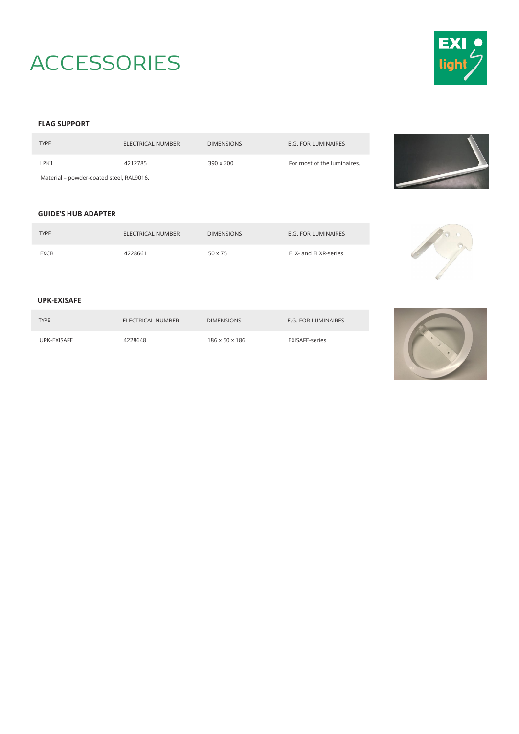# ACCESSORIES

### FLAG SUPPORT

| TYPE | ELECTRICAL NUMBER | DIMENSIONS | E.G. FOR LUMINAIRES |
|---|---|---|---|
| LPK1 | 4212785 | 390 x 200 | For most of the luminaires. |

Material – powder-coated steel, RAL9016.

### GUIDE'S HUB ADAPTER

| TYPE | ELECTRICAL NUMBER | DIMENSIONS | E.G. FOR LUMINAIRES |
|---|---|---|---|
| EXCB | 4228661 | 50 x 75 | ELX- and ELXR-series |

### UPK-EXISAFE

| TYPE | ELECTRICAL NUMBER | DIMENSIONS | E.G. FOR LUMINAIRES |
|---|---|---|---|
| UPK-EXISAFE | 4228648 | 186 x 50 x 186 | EXISAFE-series |